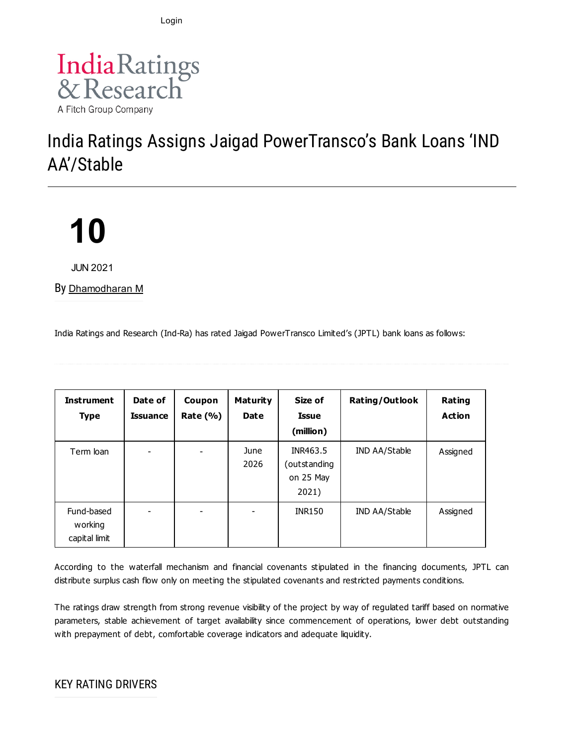Login

India Ratings & Research
A Fitch Group Company

# India Ratings Assigns Jaigad PowerTransco's Bank Loans 'IND AA'/Stable

10

JUN 2021

By Dhamodharan M

India Ratings and Research (Ind-Ra) has rated Jaigad PowerTransco Limited's (JPTL) bank loans as follows:

| Instrument Type | Date of Issuance | Coupon Rate (%) | Maturity Date | Size of Issue (million) | Rating/Outlook | Rating Action |
|---|---|---|---|---|---|---|
| Term loan | - | - | June 2026 | INR463.5 (outstanding on 25 May 2021) | IND AA/Stable | Assigned |
| Fund-based working capital limit | - | - | - | INR150 | IND AA/Stable | Assigned |

According to the waterfall mechanism and financial covenants stipulated in the financing documents, JPTL can distribute surplus cash flow only on meeting the stipulated covenants and restricted payments conditions.

The ratings draw strength from strong revenue visibility of the project by way of regulated tariff based on normative parameters, stable achievement of target availability since commencement of operations, lower debt outstanding with prepayment of debt, comfortable coverage indicators and adequate liquidity.

## KEY RATING DRIVERS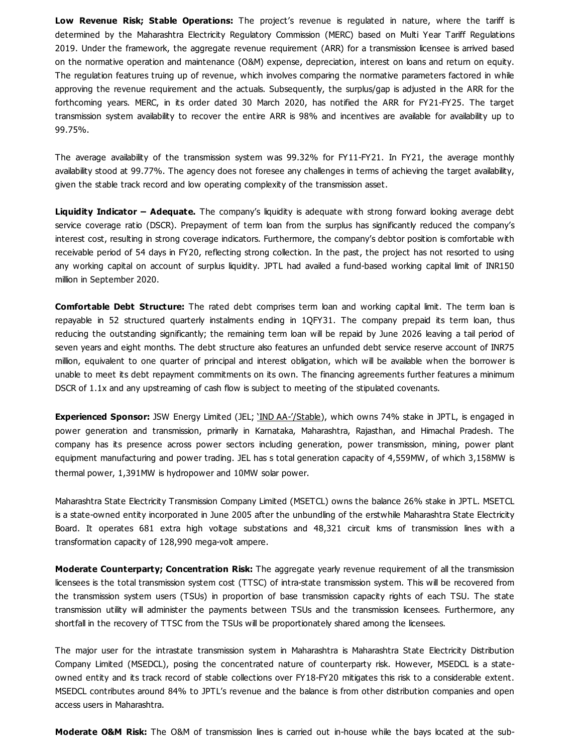**Low Revenue Risk; Stable Operations:** The project's revenue is regulated in nature, where the tariff is determined by the Maharashtra Electricity Regulatory Commission (MERC) based on Multi Year Tariff Regulations 2019. Under the framework, the aggregate revenue requirement (ARR) for a transmission licensee is arrived based on the normative operation and maintenance (O&M) expense, depreciation, interest on loans and return on equity. The regulation features truing up of revenue, which involves comparing the normative parameters factored in while approving the revenue requirement and the actuals. Subsequently, the surplus/gap is adjusted in the ARR for the forthcoming years. MERC, in its order dated 30 March 2020, has notified the ARR for FY21-FY25. The target transmission system availability to recover the entire ARR is 98% and incentives are available for availability up to 99.75%.

The average availability of the transmission system was 99.32% for FY11-FY21. In FY21, the average monthly availability stood at 99.77%. The agency does not foresee any challenges in terms of achieving the target availability, given the stable track record and low operating complexity of the transmission asset.

**Liquidity Indicator – Adequate.** The company's liquidity is adequate with strong forward looking average debt service coverage ratio (DSCR). Prepayment of term loan from the surplus has significantly reduced the company's interest cost, resulting in strong coverage indicators. Furthermore, the company's debtor position is comfortable with receivable period of 54 days in FY20, reflecting strong collection. In the past, the project has not resorted to using any working capital on account of surplus liquidity. JPTL had availed a fund-based working capital limit of INR150 million in September 2020.

**Comfortable Debt Structure:** The rated debt comprises term loan and working capital limit. The term loan is repayable in 52 structured quarterly instalments ending in 1QFY31. The company prepaid its term loan, thus reducing the outstanding significantly; the remaining term loan will be repaid by June 2026 leaving a tail period of seven years and eight months. The debt structure also features an unfunded debt service reserve account of INR75 million, equivalent to one quarter of principal and interest obligation, which will be available when the borrower is unable to meet its debt repayment commitments on its own. The financing agreements further features a minimum DSCR of 1.1x and any upstreaming of cash flow is subject to meeting of the stipulated covenants.

**Experienced Sponsor:** JSW Energy Limited (JEL; 'IND AA-'/Stable), which owns 74% stake in JPTL, is engaged in power generation and transmission, primarily in Karnataka, Maharashtra, Rajasthan, and Himachal Pradesh. The company has its presence across power sectors including generation, power transmission, mining, power plant equipment manufacturing and power trading. JEL has s total generation capacity of 4,559MW, of which 3,158MW is thermal power, 1,391MW is hydropower and 10MW solar power.

Maharashtra State Electricity Transmission Company Limited (MSETCL) owns the balance 26% stake in JPTL. MSETCL is a state-owned entity incorporated in June 2005 after the unbundling of the erstwhile Maharashtra State Electricity Board. It operates 681 extra high voltage substations and 48,321 circuit kms of transmission lines with a transformation capacity of 128,990 mega-volt ampere.

**Moderate Counterparty; Concentration Risk:** The aggregate yearly revenue requirement of all the transmission licensees is the total transmission system cost (TTSC) of intra-state transmission system. This will be recovered from the transmission system users (TSUs) in proportion of base transmission capacity rights of each TSU. The state transmission utility will administer the payments between TSUs and the transmission licensees. Furthermore, any shortfall in the recovery of TTSC from the TSUs will be proportionately shared among the licensees.

The major user for the intrastate transmission system in Maharashtra is Maharashtra State Electricity Distribution Company Limited (MSEDCL), posing the concentrated nature of counterparty risk. However, MSEDCL is a state-owned entity and its track record of stable collections over FY18-FY20 mitigates this risk to a considerable extent. MSEDCL contributes around 84% to JPTL's revenue and the balance is from other distribution companies and open access users in Maharashtra.

**Moderate O&M Risk:** The O&M of transmission lines is carried out in-house while the bays located at the sub-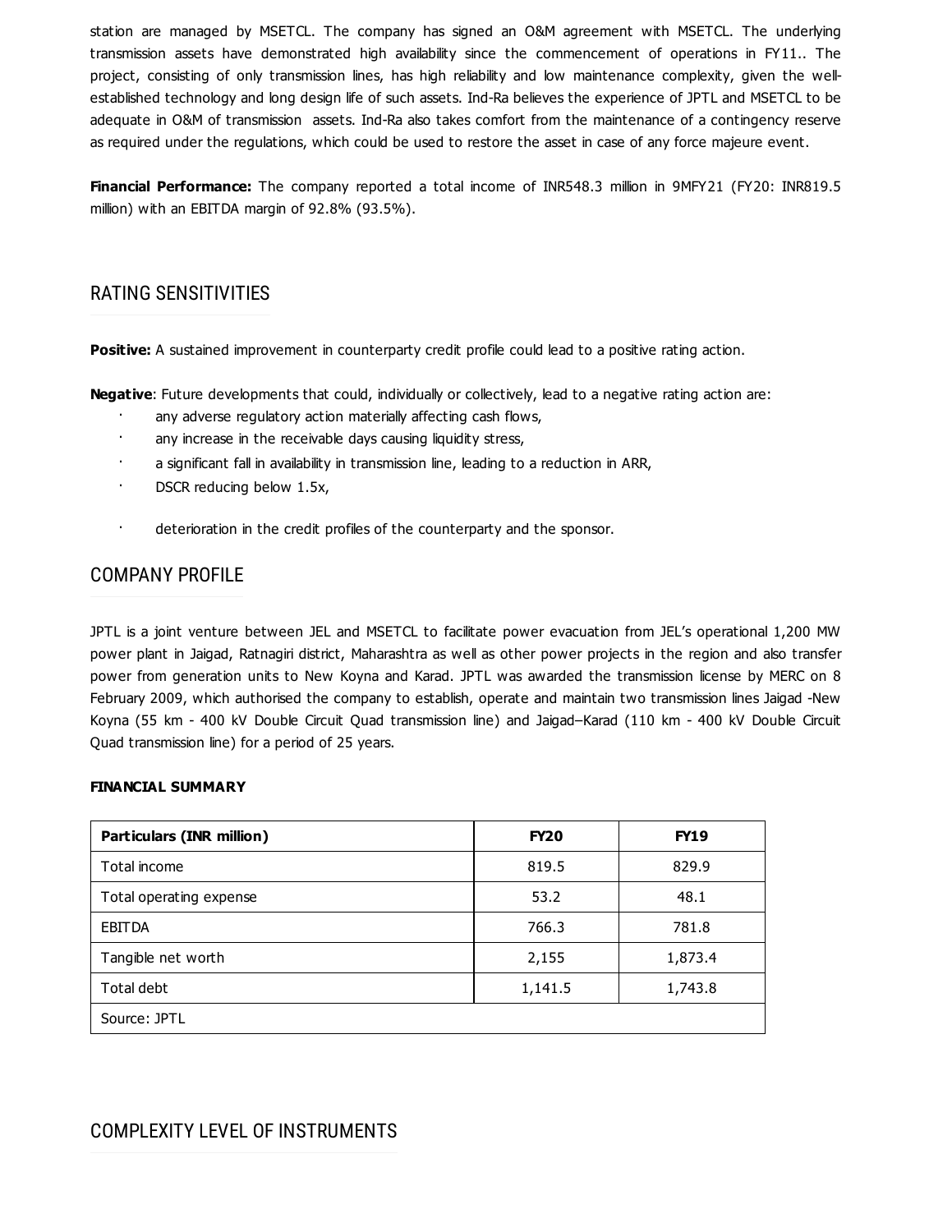station are managed by MSETCL. The company has signed an O&M agreement with MSETCL. The underlying transmission assets have demonstrated high availability since the commencement of operations in FY11.. The project, consisting of only transmission lines, has high reliability and low maintenance complexity, given the well-established technology and long design life of such assets. Ind-Ra believes the experience of JPTL and MSETCL to be adequate in O&M of transmission assets. Ind-Ra also takes comfort from the maintenance of a contingency reserve as required under the regulations, which could be used to restore the asset in case of any force majeure event.

**Financial Performance:** The company reported a total income of INR548.3 million in 9MFY21 (FY20: INR819.5 million) with an EBITDA margin of 92.8% (93.5%).

## RATING SENSITIVITIES

**Positive:** A sustained improvement in counterparty credit profile could lead to a positive rating action.

**Negative**: Future developments that could, individually or collectively, lead to a negative rating action are:

- any adverse regulatory action materially affecting cash flows,
- any increase in the receivable days causing liquidity stress,
- a significant fall in availability in transmission line, leading to a reduction in ARR,
- DSCR reducing below 1.5x,
- deterioration in the credit profiles of the counterparty and the sponsor.

## COMPANY PROFILE

JPTL is a joint venture between JEL and MSETCL to facilitate power evacuation from JEL's operational 1,200 MW power plant in Jaigad, Ratnagiri district, Maharashtra as well as other power projects in the region and also transfer power from generation units to New Koyna and Karad. JPTL was awarded the transmission license by MERC on 8 February 2009, which authorised the company to establish, operate and maintain two transmission lines Jaigad -New Koyna (55 km - 400 kV Double Circuit Quad transmission line) and Jaigad–Karad (110 km - 400 kV Double Circuit Quad transmission line) for a period of 25 years.

**FINANCIAL SUMMARY**

| Particulars (INR million) | FY20 | FY19 |
|---|---|---|
| Total income | 819.5 | 829.9 |
| Total operating expense | 53.2 | 48.1 |
| EBITDA | 766.3 | 781.8 |
| Tangible net worth | 2,155 | 1,873.4 |
| Total debt | 1,141.5 | 1,743.8 |
| Source: JPTL | | |

## COMPLEXITY LEVEL OF INSTRUMENTS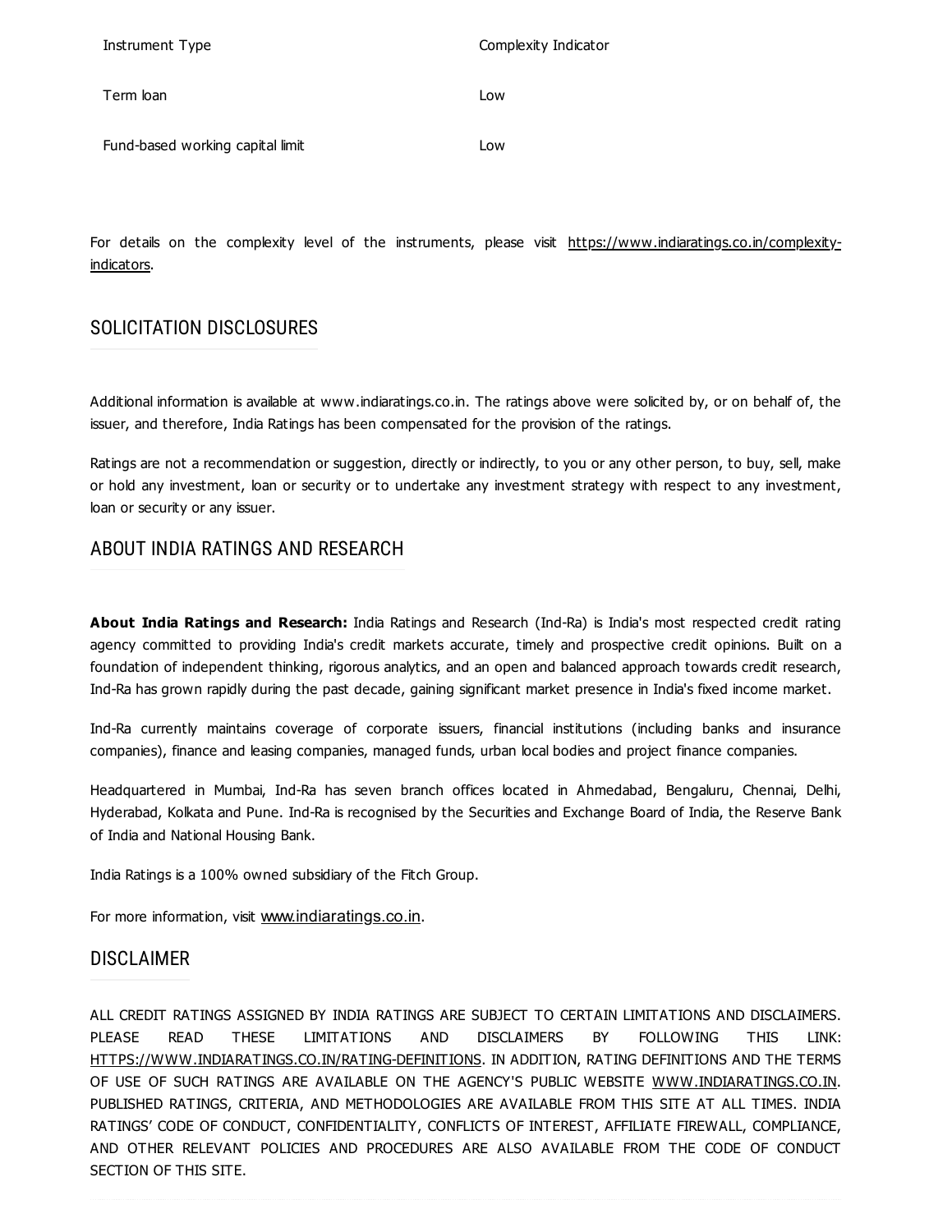| Instrument Type | Complexity Indicator |
| --- | --- |
| Term loan | Low |
| Fund-based working capital limit | Low |

For details on the complexity level of the instruments, please visit https://www.indiaratings.co.in/complexity-indicators.

## SOLICITATION DISCLOSURES

Additional information is available at www.indiaratings.co.in. The ratings above were solicited by, or on behalf of, the issuer, and therefore, India Ratings has been compensated for the provision of the ratings.

Ratings are not a recommendation or suggestion, directly or indirectly, to you or any other person, to buy, sell, make or hold any investment, loan or security or to undertake any investment strategy with respect to any investment, loan or security or any issuer.

## ABOUT INDIA RATINGS AND RESEARCH

**About India Ratings and Research:** India Ratings and Research (Ind-Ra) is India's most respected credit rating agency committed to providing India's credit markets accurate, timely and prospective credit opinions. Built on a foundation of independent thinking, rigorous analytics, and an open and balanced approach towards credit research, Ind-Ra has grown rapidly during the past decade, gaining significant market presence in India's fixed income market.

Ind-Ra currently maintains coverage of corporate issuers, financial institutions (including banks and insurance companies), finance and leasing companies, managed funds, urban local bodies and project finance companies.

Headquartered in Mumbai, Ind-Ra has seven branch offices located in Ahmedabad, Bengaluru, Chennai, Delhi, Hyderabad, Kolkata and Pune. Ind-Ra is recognised by the Securities and Exchange Board of India, the Reserve Bank of India and National Housing Bank.

India Ratings is a 100% owned subsidiary of the Fitch Group.

For more information, visit www.indiaratings.co.in.

## DISCLAIMER

ALL CREDIT RATINGS ASSIGNED BY INDIA RATINGS ARE SUBJECT TO CERTAIN LIMITATIONS AND DISCLAIMERS. PLEASE READ THESE LIMITATIONS AND DISCLAIMERS BY FOLLOWING THIS LINK: HTTPS://WWW.INDIARATINGS.CO.IN/RATING-DEFINITIONS. IN ADDITION, RATING DEFINITIONS AND THE TERMS OF USE OF SUCH RATINGS ARE AVAILABLE ON THE AGENCY'S PUBLIC WEBSITE WWW.INDIARATINGS.CO.IN. PUBLISHED RATINGS, CRITERIA, AND METHODOLOGIES ARE AVAILABLE FROM THIS SITE AT ALL TIMES. INDIA RATINGS' CODE OF CONDUCT, CONFIDENTIALITY, CONFLICTS OF INTEREST, AFFILIATE FIREWALL, COMPLIANCE, AND OTHER RELEVANT POLICIES AND PROCEDURES ARE ALSO AVAILABLE FROM THE CODE OF CONDUCT SECTION OF THIS SITE.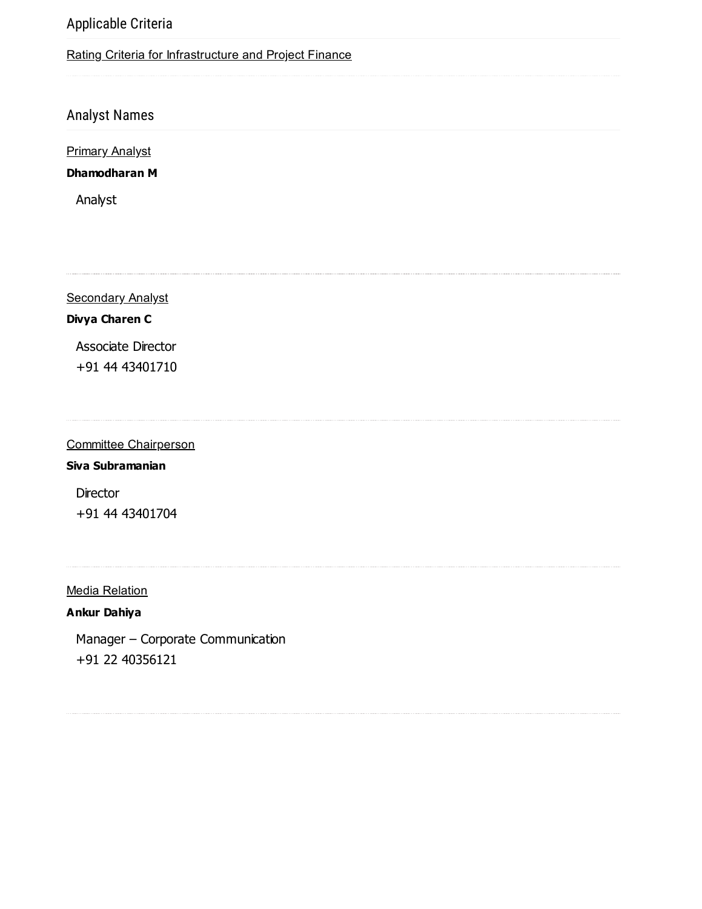## Applicable Criteria

Rating Criteria for Infrastructure and Project Finance

## Analyst Names

Primary Analyst

**Dhamodharan M**

Analyst

Secondary Analyst

**Divya Charen C**

Associate Director
+91 44 43401710

Committee Chairperson

**Siva Subramanian**

Director
+91 44 43401704

Media Relation

**Ankur Dahiya**

Manager – Corporate Communication
+91 22 40356121